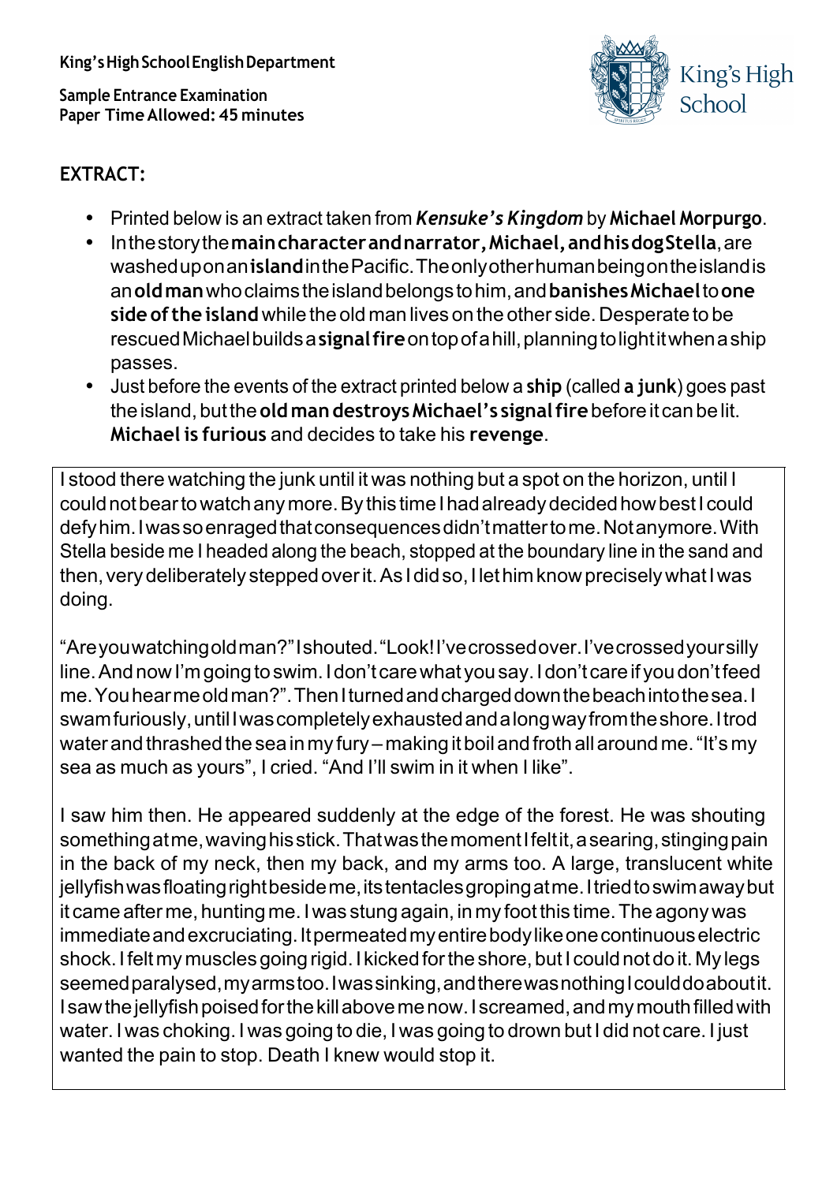**King's High School English Department**

**Sample Entrance Examination**
**Paper Time Allowed: 45 minutes**

King's High School

## EXTRACT:

- Printed below is an extract taken from ***Kensuke's Kingdom*** by **Michael Morpurgo**.
- In the story the **main character and narrator, Michael, and his dog Stella**, are washed up on an **island** in the Pacific. The only other human being on the island is an **old man** who claims the island belongs to him, and **banishes Michael** to **one side of the island** while the old man lives on the other side. Desperate to be rescued Michael builds a **signal fire** on top of a hill, planning to light it when a ship passes.
- Just before the events of the extract printed below a **ship** (called **a junk**) goes past the island, but the **old man destroys Michael's signal fire** before it can be lit. **Michael is furious** and decides to take his **revenge**.

I stood there watching the junk until it was nothing but a spot on the horizon, until I could not bear to watch any more. By this time I had already decided how best I could defy him. I was so enraged that consequences didn't matter to me. Not anymore. With Stella beside me I headed along the beach, stopped at the boundary line in the sand and then, very deliberately stepped over it. As I did so, I let him know precisely what I was doing.

"Are you watching old man?" I shouted. "Look! I've crossed over. I've crossed your silly line. And now I'm going to swim. I don't care what you say. I don't care if you don't feed me. You hear me old man?". Then I turned and charged down the beach into the sea. I swam furiously, until I was completely exhausted and a long way from the shore. I trod water and thrashed the sea in my fury – making it boil and froth all around me. "It's my sea as much as yours", I cried. "And I'll swim in it when I like".

I saw him then. He appeared suddenly at the edge of the forest. He was shouting something at me, waving his stick. That was the moment I felt it, a searing, stinging pain in the back of my neck, then my back, and my arms too. A large, translucent white jellyfish was floating right beside me, its tentacles groping at me. I tried to swim away but it came after me, hunting me. I was stung again, in my foot this time. The agony was immediate and excruciating. It permeated my entire body like one continuous electric shock. I felt my muscles going rigid. I kicked for the shore, but I could not do it. My legs seemed paralysed, my arms too. I was sinking, and there was nothing I could do about it. I saw the jellyfish poised for the kill above me now. I screamed, and my mouth filled with water. I was choking. I was going to die, I was going to drown but I did not care. I just wanted the pain to stop. Death I knew would stop it.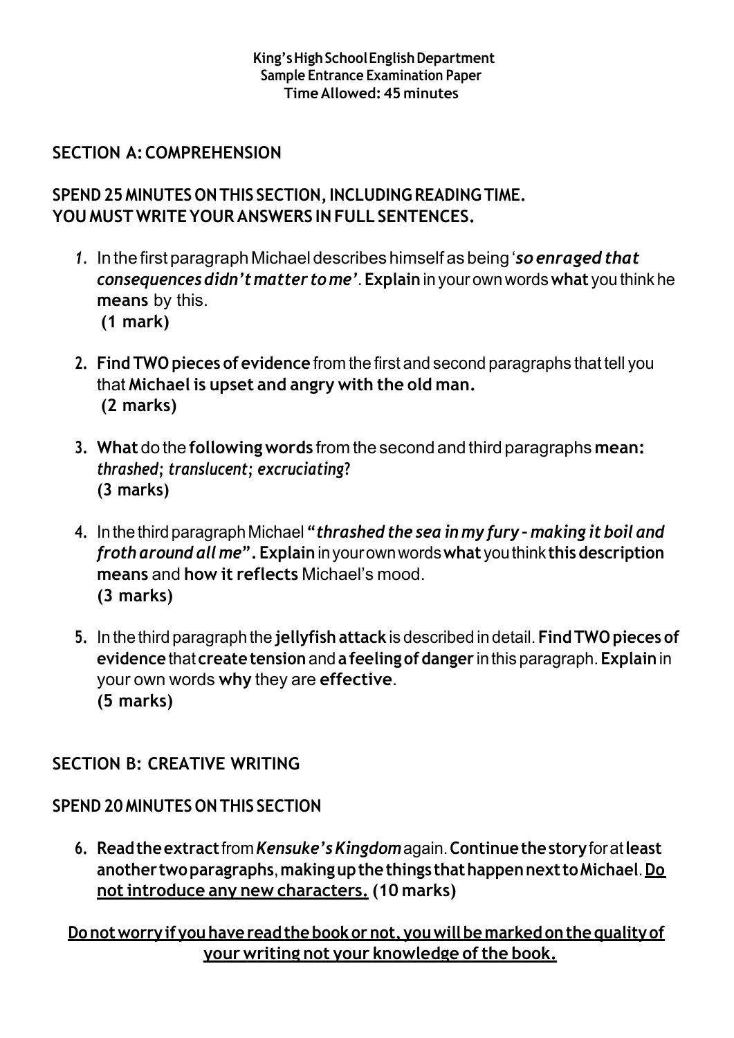**King's High School English Department**
**Sample Entrance Examination Paper**
**Time Allowed: 45 minutes**

## SECTION A: COMPREHENSION

**SPEND 25 MINUTES ON THIS SECTION, INCLUDING READING TIME.**
**YOU MUST WRITE YOUR ANSWERS IN FULL SENTENCES.**

1. In the first paragraph Michael describes himself as being '***so enraged that consequences didn't matter to me'***. **Explain** in your own words **what** you think he **means** by this.
   **(1 mark)**

2. **Find TWO pieces of evidence** from the first and second paragraphs that tell you that **Michael is upset and angry with the old man.**
   **(2 marks)**

3. **What** do the **following words** from the second and third paragraphs **mean:** *thrashed*; *translucent*; *excruciating*?
   **(3 marks)**

4. In the third paragraph Michael **"*thrashed the sea in my fury - making it boil and froth around all me*".** **Explain** in your own words **what** you think **this description means** and **how it reflects** Michael's mood.
   **(3 marks)**

5. In the third paragraph the **jellyfish attack** is described in detail. **Find TWO pieces of evidence** that **create tension** and **a feeling of danger** in this paragraph. **Explain** in your own words **why** they are **effective**.
   **(5 marks)**

## SECTION B: CREATIVE WRITING

**SPEND 20 MINUTES ON THIS SECTION**

6. **Read the extract** from ***Kensuke's Kingdom*** again. **Continue the story** for at **least another two paragraphs**, **making up the things that happen next to Michael**. **<u>Do not introduce any new characters.</u> (10 marks)**

**<u>Do not worry if you have read the book or not, you will be marked on the quality of your writing not your knowledge of the book.</u>**